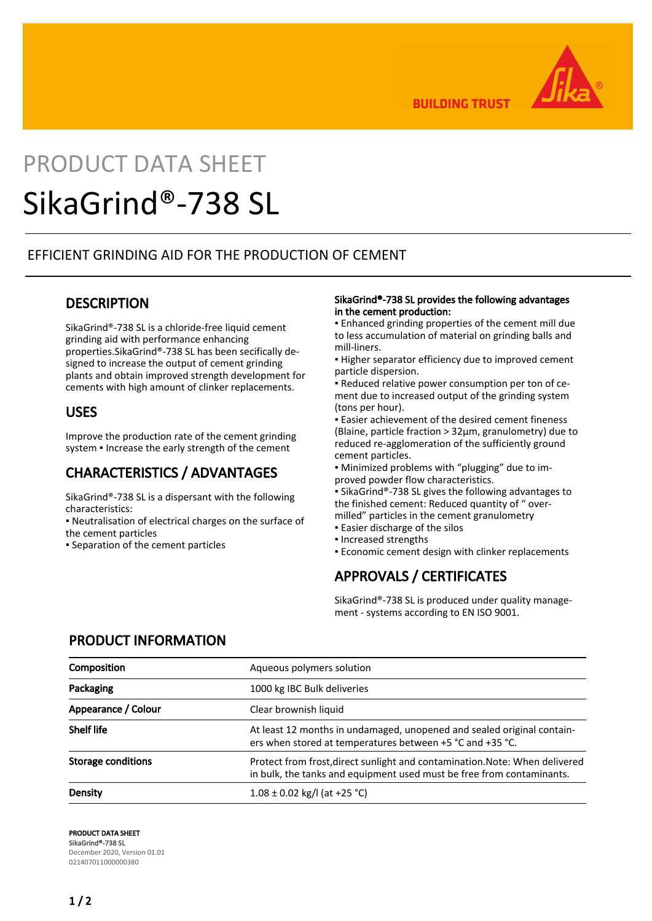PRODUCT DATA SHEET

# SikaGrind®-738 SL

EFFICIENT GRINDING AID FOR THE PRODUCTION OF CEMENT

## DESCRIPTION

SikaGrind®-738 SL is a chloride-free liquid cement grinding aid with performance enhancing properties.SikaGrind®-738 SL has been secifically designed to increase the output of cement grinding plants and obtain improved strength development for cements with high amount of clinker replacements.

## USES

Improve the production rate of the cement grinding system ▪ Increase the early strength of the cement

## CHARACTERISTICS / ADVANTAGES

SikaGrind®-738 SL is a dispersant with the following characteristics:

- Neutralisation of electrical charges on the surface of the cement particles
- Separation of the cement particles

**SikaGrind®-738 SL provides the following advantages in the cement production:**

- Enhanced grinding properties of the cement mill due to less accumulation of material on grinding balls and mill-liners.
- Higher separator efficiency due to improved cement particle dispersion.
- Reduced relative power consumption per ton of cement due to increased output of the grinding system (tons per hour).
- Easier achievement of the desired cement fineness (Blaine, particle fraction > 32µm, granulometry) due to reduced re-agglomeration of the sufficiently ground cement particles.
- Minimized problems with “plugging” due to improved powder flow characteristics.
- SikaGrind®-738 SL gives the following advantages to the finished cement: Reduced quantity of “ over-milled” particles in the cement granulometry
- Easier discharge of the silos
- Increased strengths
- Economic cement design with clinker replacements

## APPROVALS / CERTIFICATES

SikaGrind®-738 SL is produced under quality management - systems according to EN ISO 9001.

## PRODUCT INFORMATION

| | |
|---|---|
| **Composition** | Aqueous polymers solution |
| **Packaging** | 1000 kg IBC Bulk deliveries |
| **Appearance / Colour** | Clear brownish liquid |
| **Shelf life** | At least 12 months in undamaged, unopened and sealed original containers when stored at temperatures between +5 °C and +35 °C. |
| **Storage conditions** | Protect from frost,direct sunlight and contamination.Note: When delivered in bulk, the tanks and equipment used must be free from contaminants. |
| **Density** | 1.08 ± 0.02 kg/l (at +25 °C) |

**PRODUCT DATA SHEET**
**SikaGrind®-738 SL**
December 2020, Version 01.01
021407011000000380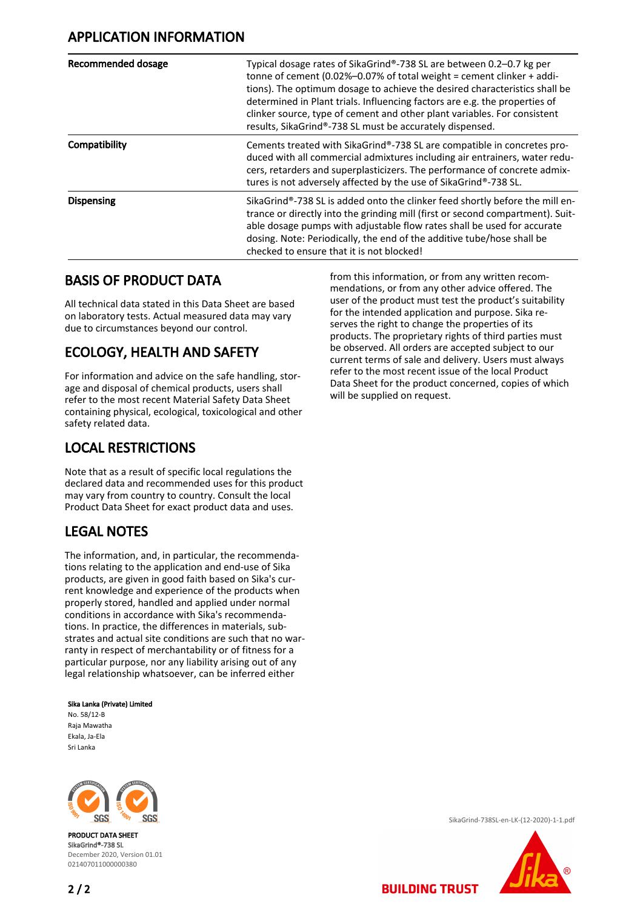## APPLICATION INFORMATION

| | |
|---|---|
| **Recommended dosage** | Typical dosage rates of SikaGrind®-738 SL are between 0.2–0.7 kg per tonne of cement (0.02%–0.07% of total weight = cement clinker + additions). The optimum dosage to achieve the desired characteristics shall be determined in Plant trials. Influencing factors are e.g. the properties of clinker source, type of cement and other plant variables. For consistent results, SikaGrind®-738 SL must be accurately dispensed. |
| **Compatibility** | Cements treated with SikaGrind®-738 SL are compatible in concretes produced with all commercial admixtures including air entrainers, water reducers, retarders and superplasticizers. The performance of concrete admixtures is not adversely affected by the use of SikaGrind®-738 SL. |
| **Dispensing** | SikaGrind®-738 SL is added onto the clinker feed shortly before the mill entrance or directly into the grinding mill (first or second compartment). Suitable dosage pumps with adjustable flow rates shall be used for accurate dosing. Note: Periodically, the end of the additive tube/hose shall be checked to ensure that it is not blocked! |

## BASIS OF PRODUCT DATA

All technical data stated in this Data Sheet are based on laboratory tests. Actual measured data may vary due to circumstances beyond our control.

## ECOLOGY, HEALTH AND SAFETY

For information and advice on the safe handling, storage and disposal of chemical products, users shall refer to the most recent Material Safety Data Sheet containing physical, ecological, toxicological and other safety related data.

## LOCAL RESTRICTIONS

Note that as a result of specific local regulations the declared data and recommended uses for this product may vary from country to country. Consult the local Product Data Sheet for exact product data and uses.

## LEGAL NOTES

The information, and, in particular, the recommendations relating to the application and end-use of Sika products, are given in good faith based on Sika's current knowledge and experience of the products when properly stored, handled and applied under normal conditions in accordance with Sika's recommendations. In practice, the differences in materials, substrates and actual site conditions are such that no warranty in respect of merchantability or of fitness for a particular purpose, nor any liability arising out of any legal relationship whatsoever, can be inferred either from this information, or from any written recommendations, or from any other advice offered. The user of the product must test the product's suitability for the intended application and purpose. Sika reserves the right to change the properties of its products. The proprietary rights of third parties must be observed. All orders are accepted subject to our current terms of sale and delivery. Users must always refer to the most recent issue of the local Product Data Sheet for the product concerned, copies of which will be supplied on request.

**Sika Lanka (Private) Limited**
No. 58/12-B
Raja Mawatha
Ekala, Ja-Ela
Sri Lanka

**PRODUCT DATA SHEET**
**SikaGrind®-738 SL**
December 2020, Version 01.01
021407011000000380

SikaGrind-738SL-en-LK-(12-2020)-1-1.pdf

BUILDING TRUST